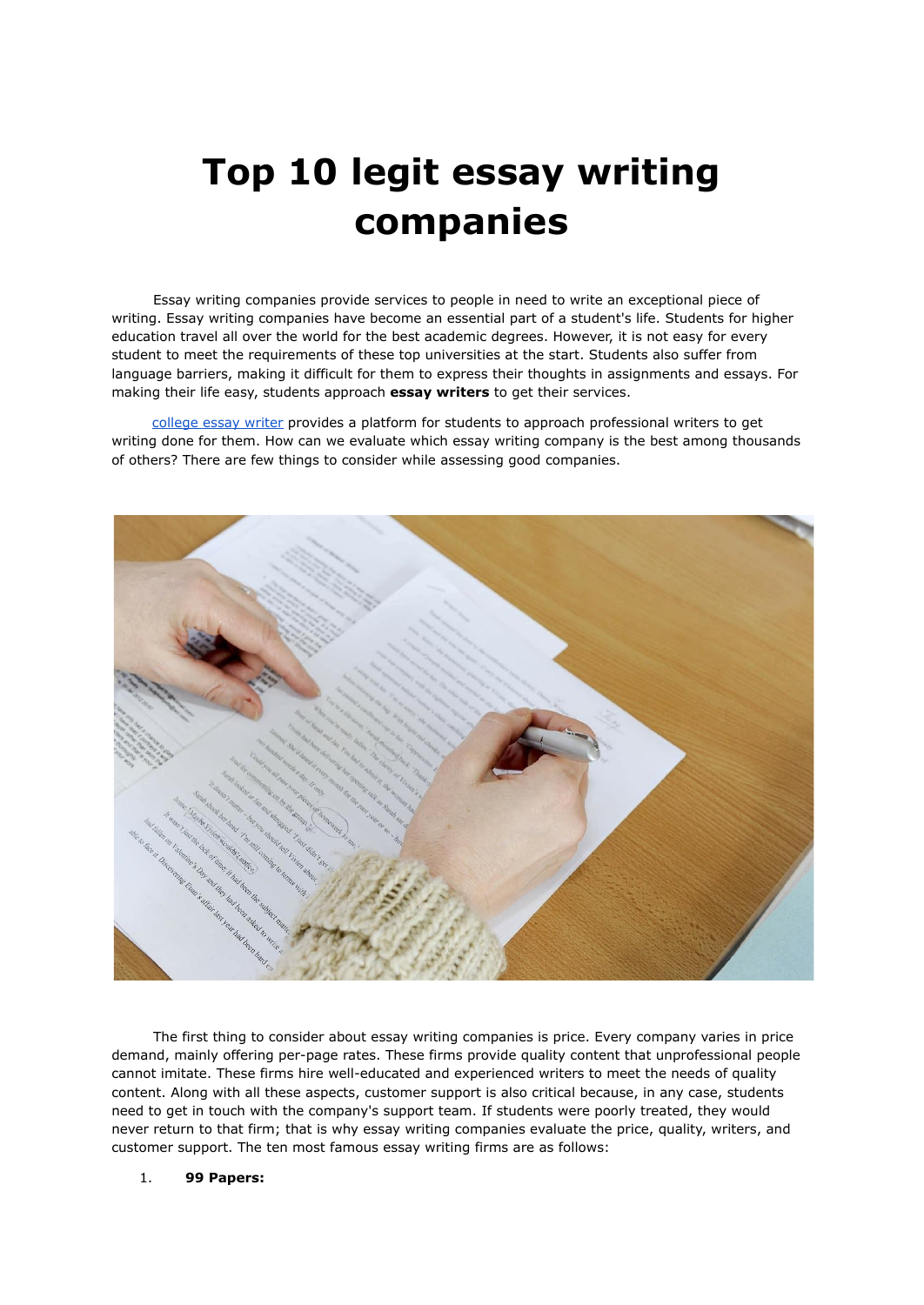# Top 10 legit essay writing companies

Essay writing companies provide services to people in need to write an exceptional piece of writing. Essay writing companies have become an essential part of a student's life. Students for higher education travel all over the world for the best academic degrees. However, it is not easy for every student to meet the requirements of these top universities at the start. Students also suffer from language barriers, making it difficult for them to express their thoughts in assignments and essays. For making their life easy, students approach **essay writers** to get their services.

[college essay writer]() provides a platform for students to approach professional writers to get writing done for them. How can we evaluate which essay writing company is the best among thousands of others? There are few things to consider while assessing good companies.

The first thing to consider about essay writing companies is price. Every company varies in price demand, mainly offering per-page rates. These firms provide quality content that unprofessional people cannot imitate. These firms hire well-educated and experienced writers to meet the needs of quality content. Along with all these aspects, customer support is also critical because, in any case, students need to get in touch with the company's support team. If students were poorly treated, they would never return to that firm; that is why essay writing companies evaluate the price, quality, writers, and customer support. The ten most famous essay writing firms are as follows:

1. **99 Papers:**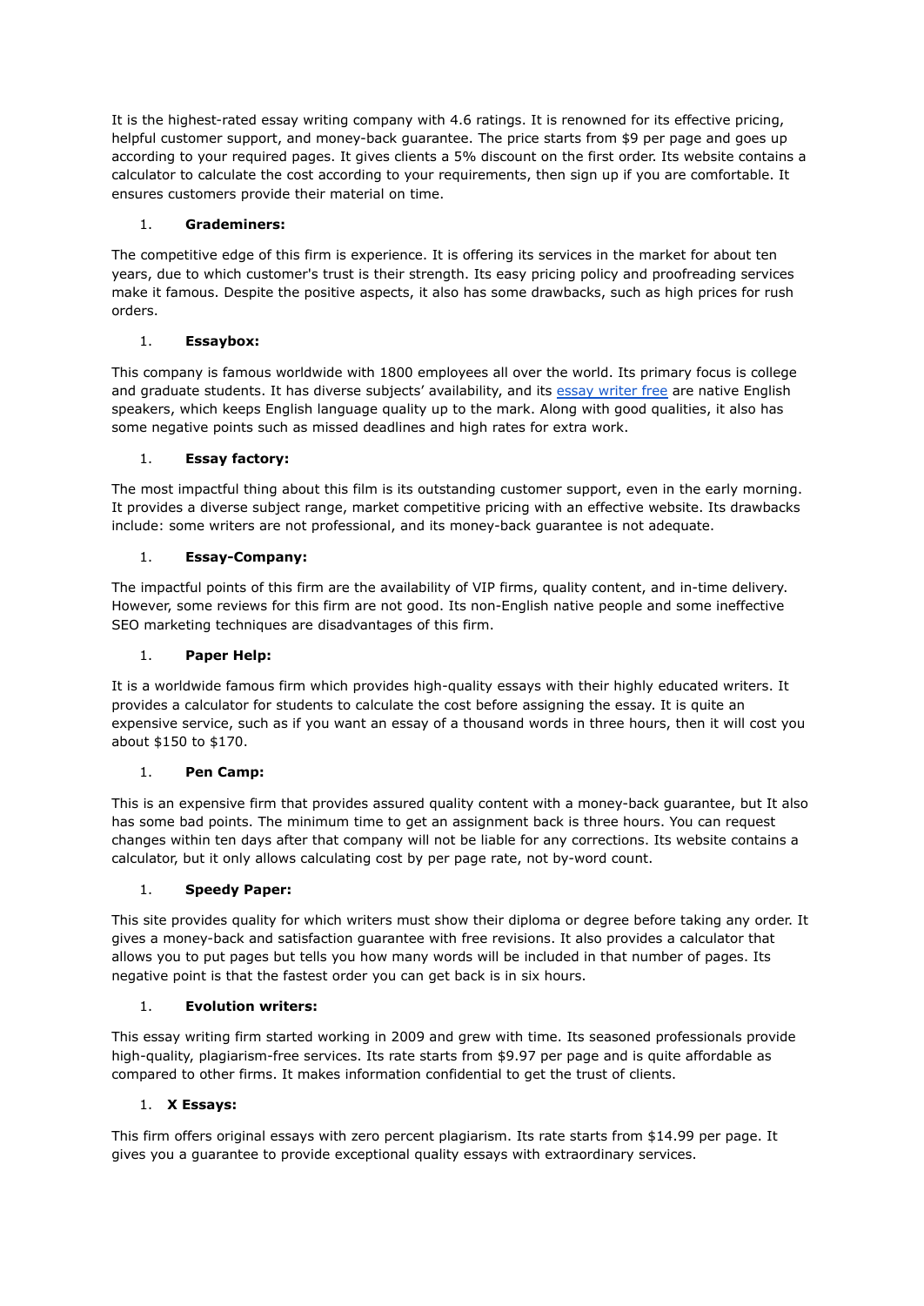It is the highest-rated essay writing company with 4.6 ratings. It is renowned for its effective pricing, helpful customer support, and money-back guarantee. The price starts from $9 per page and goes up according to your required pages. It gives clients a 5% discount on the first order. Its website contains a calculator to calculate the cost according to your requirements, then sign up if you are comfortable. It ensures customers provide their material on time.

1. **Grademiners:**

The competitive edge of this firm is experience. It is offering its services in the market for about ten years, due to which customer's trust is their strength. Its easy pricing policy and proofreading services make it famous. Despite the positive aspects, it also has some drawbacks, such as high prices for rush orders.

1. **Essaybox:**

This company is famous worldwide with 1800 employees all over the world. Its primary focus is college and graduate students. It has diverse subjects' availability, and its essay writer free are native English speakers, which keeps English language quality up to the mark. Along with good qualities, it also has some negative points such as missed deadlines and high rates for extra work.

1. **Essay factory:**

The most impactful thing about this film is its outstanding customer support, even in the early morning. It provides a diverse subject range, market competitive pricing with an effective website. Its drawbacks include: some writers are not professional, and its money-back guarantee is not adequate.

1. **Essay-Company:**

The impactful points of this firm are the availability of VIP firms, quality content, and in-time delivery. However, some reviews for this firm are not good. Its non-English native people and some ineffective SEO marketing techniques are disadvantages of this firm.

1. **Paper Help:**

It is a worldwide famous firm which provides high-quality essays with their highly educated writers. It provides a calculator for students to calculate the cost before assigning the essay. It is quite an expensive service, such as if you want an essay of a thousand words in three hours, then it will cost you about $150 to $170.

1. **Pen Camp:**

This is an expensive firm that provides assured quality content with a money-back guarantee, but It also has some bad points. The minimum time to get an assignment back is three hours. You can request changes within ten days after that company will not be liable for any corrections. Its website contains a calculator, but it only allows calculating cost by per page rate, not by-word count.

1. **Speedy Paper:**

This site provides quality for which writers must show their diploma or degree before taking any order. It gives a money-back and satisfaction guarantee with free revisions. It also provides a calculator that allows you to put pages but tells you how many words will be included in that number of pages. Its negative point is that the fastest order you can get back is in six hours.

1. **Evolution writers:**

This essay writing firm started working in 2009 and grew with time. Its seasoned professionals provide high-quality, plagiarism-free services. Its rate starts from $9.97 per page and is quite affordable as compared to other firms. It makes information confidential to get the trust of clients.

1. **X Essays:**

This firm offers original essays with zero percent plagiarism. Its rate starts from $14.99 per page. It gives you a guarantee to provide exceptional quality essays with extraordinary services.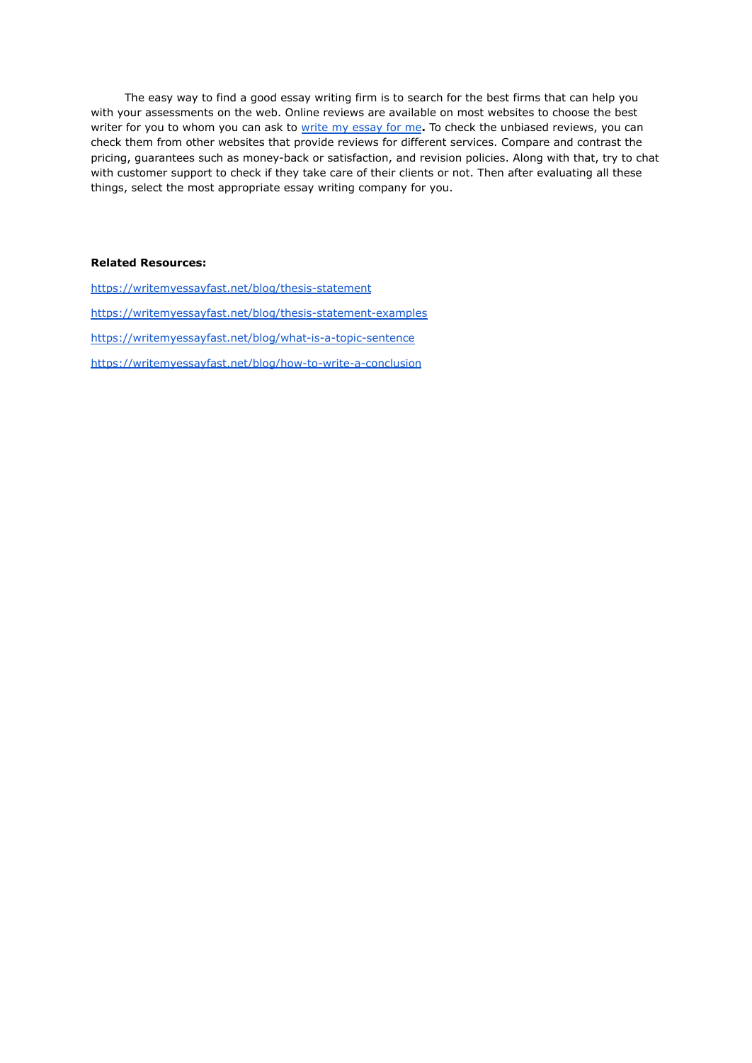The easy way to find a good essay writing firm is to search for the best firms that can help you with your assessments on the web. Online reviews are available on most websites to choose the best writer for you to whom you can ask to [write my essay for me](#)**.** To check the unbiased reviews, you can check them from other websites that provide reviews for different services. Compare and contrast the pricing, guarantees such as money-back or satisfaction, and revision policies. Along with that, try to chat with customer support to check if they take care of their clients or not. Then after evaluating all these things, select the most appropriate essay writing company for you.

**Related Resources:**

https://writemyessayfast.net/blog/thesis-statement

https://writemyessayfast.net/blog/thesis-statement-examples

https://writemyessayfast.net/blog/what-is-a-topic-sentence

https://writemyessayfast.net/blog/how-to-write-a-conclusion